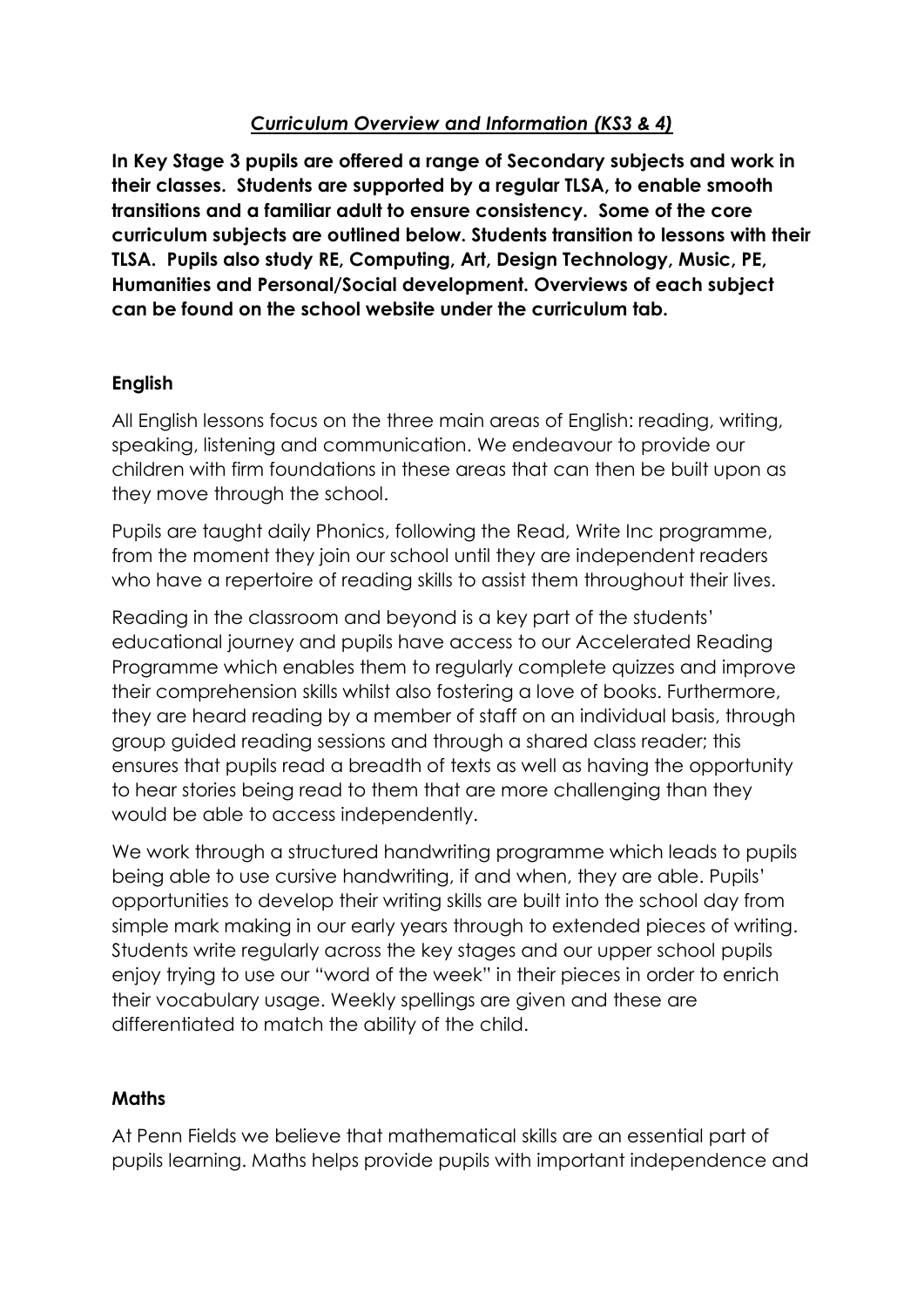***Curriculum Overview and Information (KS3 & 4)***

**In Key Stage 3 pupils are offered a range of Secondary subjects and work in their classes. Students are supported by a regular TLSA, to enable smooth transitions and a familiar adult to ensure consistency. Some of the core curriculum subjects are outlined below. Students transition to lessons with their TLSA. Pupils also study RE, Computing, Art, Design Technology, Music, PE, Humanities and Personal/Social development. Overviews of each subject can be found on the school website under the curriculum tab.**

## English

All English lessons focus on the three main areas of English: reading, writing, speaking, listening and communication. We endeavour to provide our children with firm foundations in these areas that can then be built upon as they move through the school.

Pupils are taught daily Phonics, following the Read, Write Inc programme, from the moment they join our school until they are independent readers who have a repertoire of reading skills to assist them throughout their lives.

Reading in the classroom and beyond is a key part of the students' educational journey and pupils have access to our Accelerated Reading Programme which enables them to regularly complete quizzes and improve their comprehension skills whilst also fostering a love of books. Furthermore, they are heard reading by a member of staff on an individual basis, through group guided reading sessions and through a shared class reader; this ensures that pupils read a breadth of texts as well as having the opportunity to hear stories being read to them that are more challenging than they would be able to access independently.

We work through a structured handwriting programme which leads to pupils being able to use cursive handwriting, if and when, they are able. Pupils' opportunities to develop their writing skills are built into the school day from simple mark making in our early years through to extended pieces of writing. Students write regularly across the key stages and our upper school pupils enjoy trying to use our "word of the week" in their pieces in order to enrich their vocabulary usage. Weekly spellings are given and these are differentiated to match the ability of the child.

## Maths

At Penn Fields we believe that mathematical skills are an essential part of pupils learning. Maths helps provide pupils with important independence and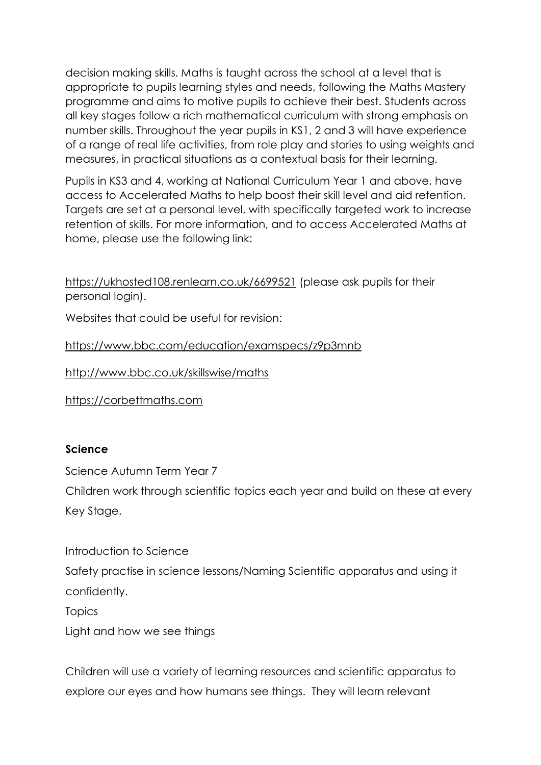decision making skills. Maths is taught across the school at a level that is appropriate to pupils learning styles and needs, following the Maths Mastery programme and aims to motive pupils to achieve their best. Students across all key stages follow a rich mathematical curriculum with strong emphasis on number skills. Throughout the year pupils in KS1, 2 and 3 will have experience of a range of real life activities, from role play and stories to using weights and measures, in practical situations as a contextual basis for their learning.

Pupils in KS3 and 4, working at National Curriculum Year 1 and above, have access to Accelerated Maths to help boost their skill level and aid retention. Targets are set at a personal level, with specifically targeted work to increase retention of skills. For more information, and to access Accelerated Maths at home, please use the following link:

https://ukhosted108.renlearn.co.uk/6699521 (please ask pupils for their personal login).

Websites that could be useful for revision:

https://www.bbc.com/education/examspecs/z9p3mnb

http://www.bbc.co.uk/skillswise/maths

https://corbettmaths.com

**Science**

Science Autumn Term Year 7

Children work through scientific topics each year and build on these at every Key Stage.

Introduction to Science

Safety practise in science lessons/Naming Scientific apparatus and using it confidently.

Topics

Light and how we see things

Children will use a variety of learning resources and scientific apparatus to explore our eyes and how humans see things. They will learn relevant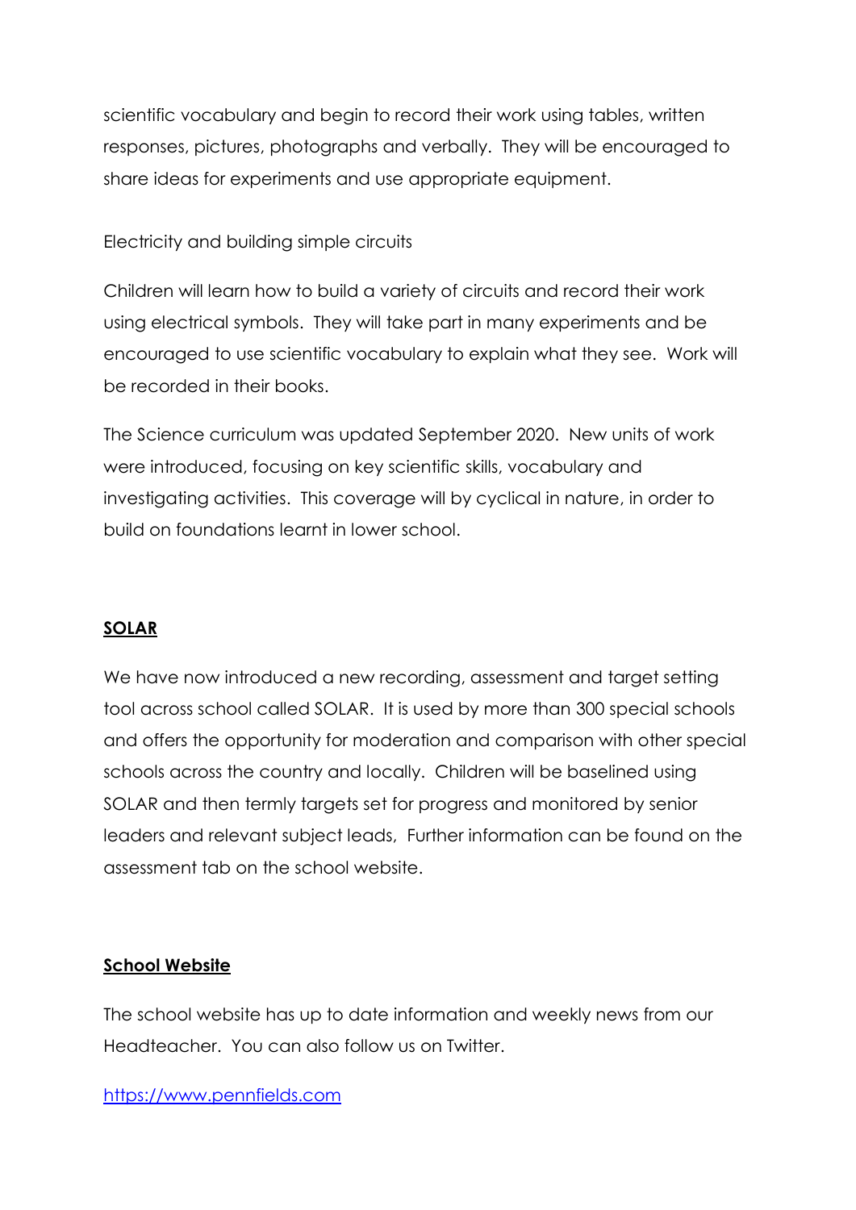scientific vocabulary and begin to record their work using tables, written responses, pictures, photographs and verbally.  They will be encouraged to share ideas for experiments and use appropriate equipment.

Electricity and building simple circuits

Children will learn how to build a variety of circuits and record their work using electrical symbols.  They will take part in many experiments and be encouraged to use scientific vocabulary to explain what they see.  Work will be recorded in their books.

The Science curriculum was updated September 2020.  New units of work were introduced, focusing on key scientific skills, vocabulary and investigating activities.  This coverage will by cyclical in nature, in order to build on foundations learnt in lower school.

**SOLAR**

We have now introduced a new recording, assessment and target setting tool across school called SOLAR.  It is used by more than 300 special schools and offers the opportunity for moderation and comparison with other special schools across the country and locally.  Children will be baselined using SOLAR and then termly targets set for progress and monitored by senior leaders and relevant subject leads,  Further information can be found on the assessment tab on the school website.

**School Website**

The school website has up to date information and weekly news from our Headteacher.  You can also follow us on Twitter.

https://www.pennfields.com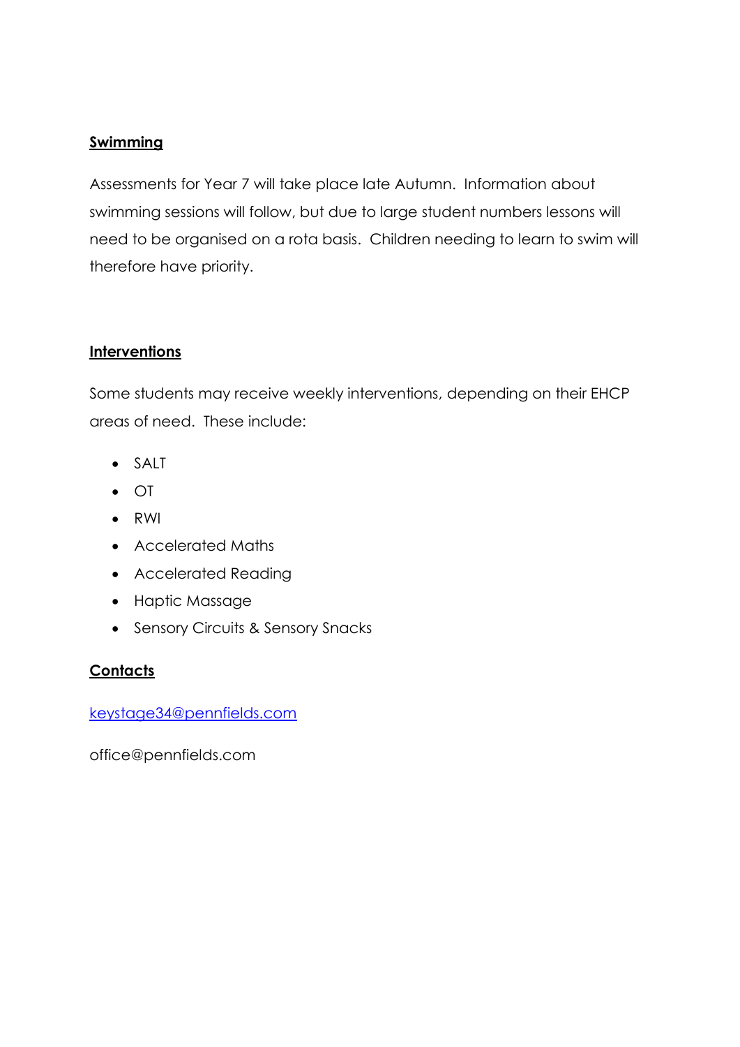**Swimming**

Assessments for Year 7 will take place late Autumn. Information about swimming sessions will follow, but due to large student numbers lessons will need to be organised on a rota basis. Children needing to learn to swim will therefore have priority.

**Interventions**

Some students may receive weekly interventions, depending on their EHCP areas of need. These include:

- SALT
- OT
- RWI
- Accelerated Maths
- Accelerated Reading
- Haptic Massage
- Sensory Circuits & Sensory Snacks

**Contacts**

[keystage34@pennfields.com](mailto:keystage34@pennfields.com)

office@pennfields.com